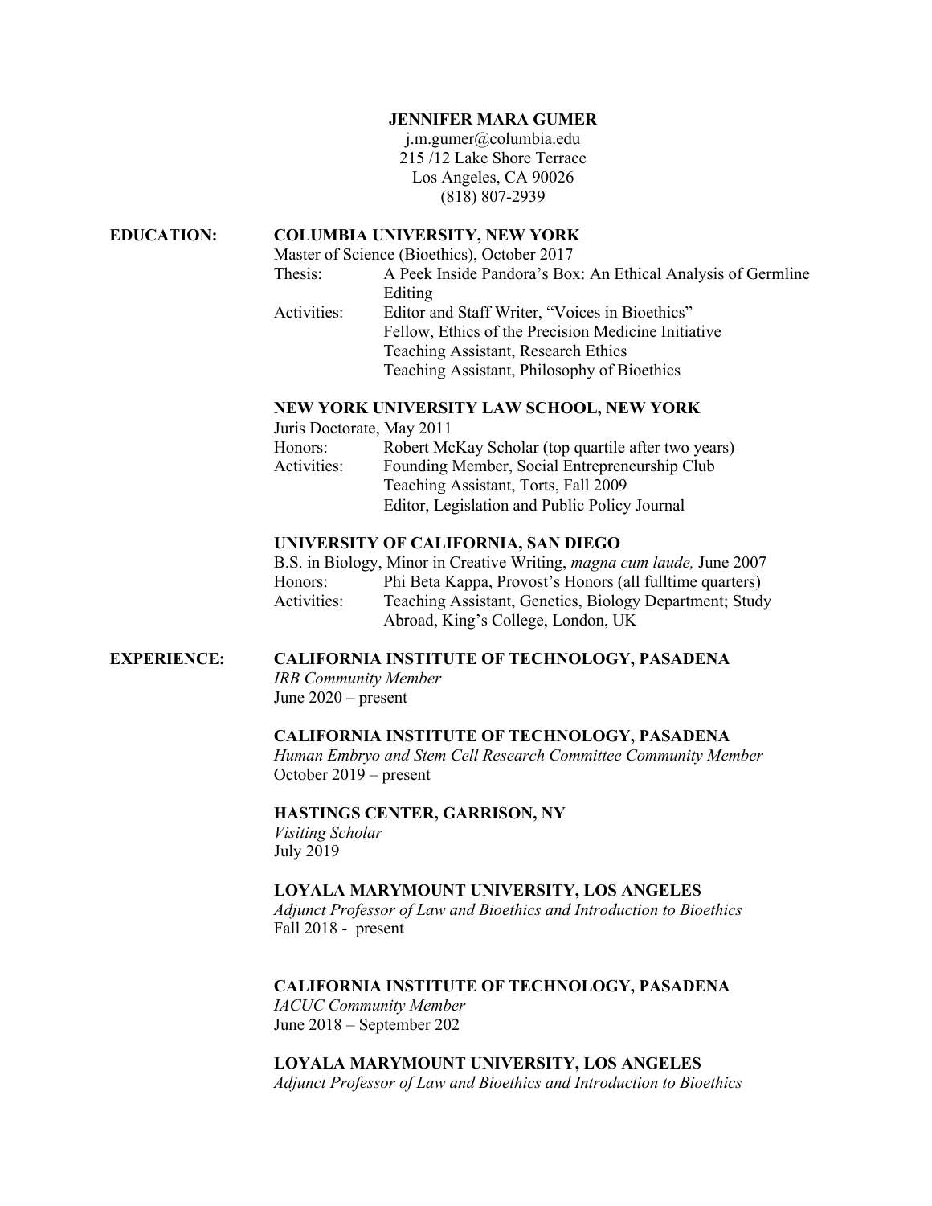**JENNIFER MARA GUMER**

j.m.gumer@columbia.edu
215 /12 Lake Shore Terrace
Los Angeles, CA 90026
(818) 807-2939

## EDUCATION:

### COLUMBIA UNIVERSITY, NEW YORK

Master of Science (Bioethics), October 2017

Thesis: A Peek Inside Pandora's Box: An Ethical Analysis of Germline Editing

Activities:
- Editor and Staff Writer, "Voices in Bioethics"
- Fellow, Ethics of the Precision Medicine Initiative
- Teaching Assistant, Research Ethics
- Teaching Assistant, Philosophy of Bioethics

### NEW YORK UNIVERSITY LAW SCHOOL, NEW YORK

Juris Doctorate, May 2011

Honors: Robert McKay Scholar (top quartile after two years)

Activities:
- Founding Member, Social Entrepreneurship Club
- Teaching Assistant, Torts, Fall 2009
- Editor, Legislation and Public Policy Journal

### UNIVERSITY OF CALIFORNIA, SAN DIEGO

B.S. in Biology, Minor in Creative Writing, *magna cum laude,* June 2007

Honors: Phi Beta Kappa, Provost's Honors (all fulltime quarters)

Activities: Teaching Assistant, Genetics, Biology Department; Study Abroad, King's College, London, UK

## EXPERIENCE:

### CALIFORNIA INSTITUTE OF TECHNOLOGY, PASADENA

*IRB Community Member*
June 2020 – present

### CALIFORNIA INSTITUTE OF TECHNOLOGY, PASADENA

*Human Embryo and Stem Cell Research Committee Community Member*
October 2019 – present

### HASTINGS CENTER, GARRISON, NY

*Visiting Scholar*
July 2019

### LOYALA MARYMOUNT UNIVERSITY, LOS ANGELES

*Adjunct Professor of Law and Bioethics and Introduction to Bioethics*
Fall 2018 - present

### CALIFORNIA INSTITUTE OF TECHNOLOGY, PASADENA

*IACUC Community Member*
June 2018 – September 202

### LOYALA MARYMOUNT UNIVERSITY, LOS ANGELES

*Adjunct Professor of Law and Bioethics and Introduction to Bioethics*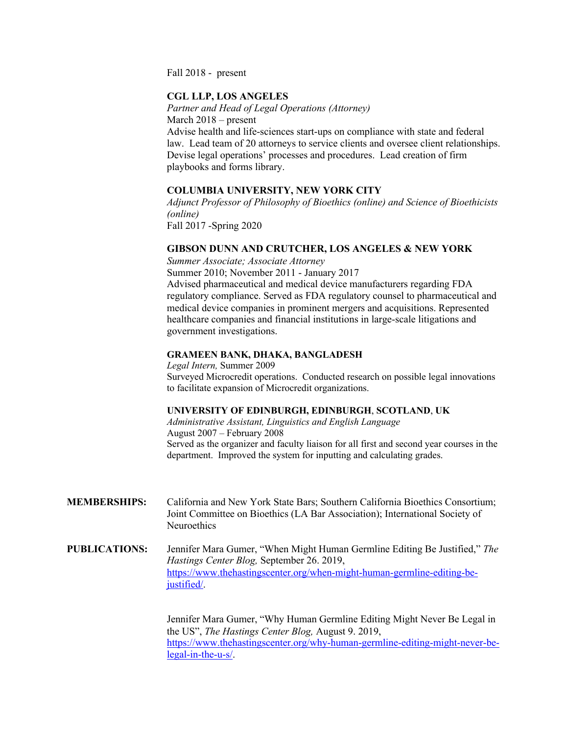Fall 2018 - present

**CGL LLP, LOS ANGELES**
*Partner and Head of Legal Operations (Attorney)*
March 2018 – present
Advise health and life-sciences start-ups on compliance with state and federal law. Lead team of 20 attorneys to service clients and oversee client relationships. Devise legal operations' processes and procedures. Lead creation of firm playbooks and forms library.

**COLUMBIA UNIVERSITY, NEW YORK CITY**
*Adjunct Professor of Philosophy of Bioethics (online) and Science of Bioethicists (online)*
Fall 2017 -Spring 2020

**GIBSON DUNN AND CRUTCHER, LOS ANGELES & NEW YORK**
*Summer Associate; Associate Attorney*
Summer 2010; November 2011 - January 2017
Advised pharmaceutical and medical device manufacturers regarding FDA regulatory compliance. Served as FDA regulatory counsel to pharmaceutical and medical device companies in prominent mergers and acquisitions. Represented healthcare companies and financial institutions in large-scale litigations and government investigations.

**GRAMEEN BANK, DHAKA, BANGLADESH**
*Legal Intern,* Summer 2009
Surveyed Microcredit operations. Conducted research on possible legal innovations to facilitate expansion of Microcredit organizations.

**UNIVERSITY OF EDINBURGH, EDINBURGH, SCOTLAND, UK**
*Administrative Assistant, Linguistics and English Language*
August 2007 – February 2008
Served as the organizer and faculty liaison for all first and second year courses in the department. Improved the system for inputting and calculating grades.

**MEMBERSHIPS:** California and New York State Bars; Southern California Bioethics Consortium; Joint Committee on Bioethics (LA Bar Association); International Society of Neuroethics

**PUBLICATIONS:** Jennifer Mara Gumer, "When Might Human Germline Editing Be Justified," *The Hastings Center Blog,* September 26. 2019, https://www.thehastingscenter.org/when-might-human-germline-editing-be-justified/.

Jennifer Mara Gumer, "Why Human Germline Editing Might Never Be Legal in the US", *The Hastings Center Blog,* August 9. 2019, https://www.thehastingscenter.org/why-human-germline-editing-might-never-be-legal-in-the-u-s/.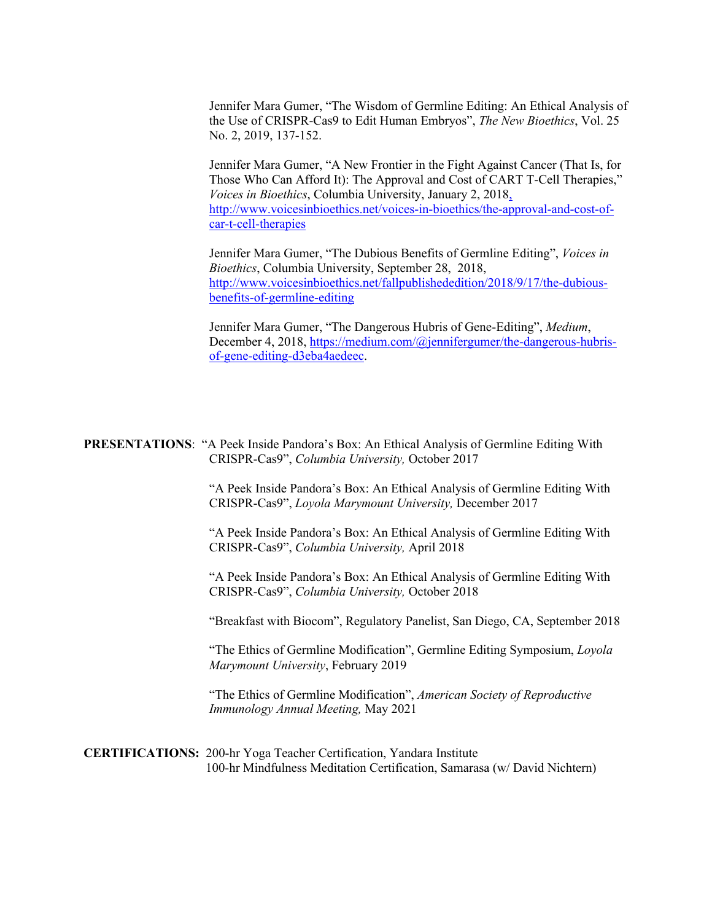Jennifer Mara Gumer, "The Wisdom of Germline Editing: An Ethical Analysis of the Use of CRISPR-Cas9 to Edit Human Embryos", *The New Bioethics*, Vol. 25 No. 2, 2019, 137-152.

Jennifer Mara Gumer, "A New Frontier in the Fight Against Cancer (That Is, for Those Who Can Afford It): The Approval and Cost of CART T-Cell Therapies," *Voices in Bioethics*, Columbia University, January 2, 2018, http://www.voicesinbioethics.net/voices-in-bioethics/the-approval-and-cost-of-car-t-cell-therapies

Jennifer Mara Gumer, "The Dubious Benefits of Germline Editing", *Voices in Bioethics*, Columbia University, September 28, 2018, http://www.voicesinbioethics.net/fallpublishededition/2018/9/17/the-dubious-benefits-of-germline-editing

Jennifer Mara Gumer, "The Dangerous Hubris of Gene-Editing", *Medium*, December 4, 2018, https://medium.com/@jennifergumer/the-dangerous-hubris-of-gene-editing-d3eba4aedeec.

**PRESENTATIONS**: "A Peek Inside Pandora's Box: An Ethical Analysis of Germline Editing With CRISPR-Cas9", *Columbia University,* October 2017

"A Peek Inside Pandora's Box: An Ethical Analysis of Germline Editing With CRISPR-Cas9", *Loyola Marymount University,* December 2017

"A Peek Inside Pandora's Box: An Ethical Analysis of Germline Editing With CRISPR-Cas9", *Columbia University,* April 2018

"A Peek Inside Pandora's Box: An Ethical Analysis of Germline Editing With CRISPR-Cas9", *Columbia University,* October 2018

"Breakfast with Biocom", Regulatory Panelist, San Diego, CA, September 2018

"The Ethics of Germline Modification", Germline Editing Symposium, *Loyola Marymount University*, February 2019

"The Ethics of Germline Modification", *American Society of Reproductive Immunology Annual Meeting,* May 2021

**CERTIFICATIONS:** 200-hr Yoga Teacher Certification, Yandara Institute
100-hr Mindfulness Meditation Certification, Samarasa (w/ David Nichtern)